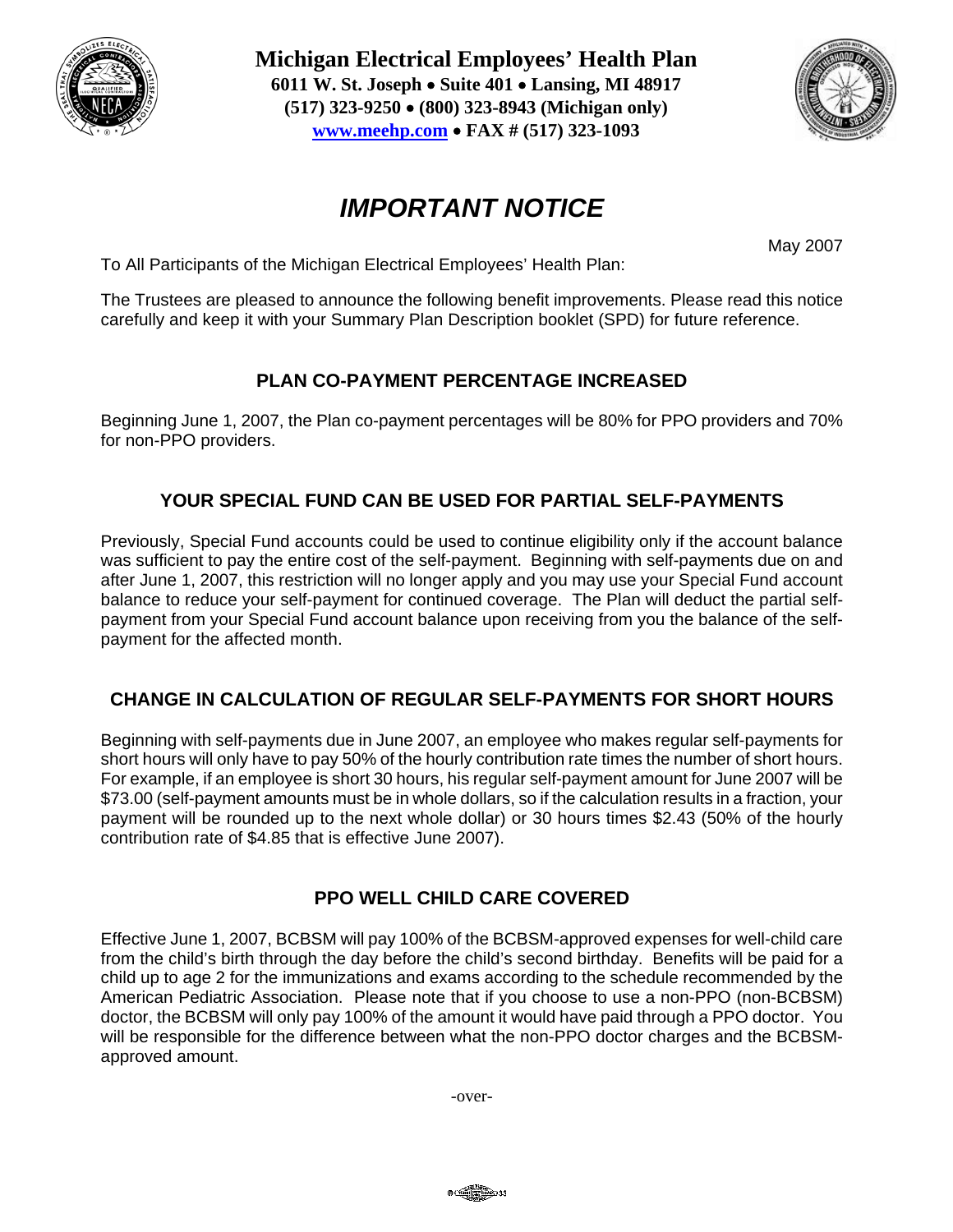# Michigan Electrical Employees' Health Plan

**6011 W. St. Joseph • Suite 401 • Lansing, MI 48917**
**(517) 323-9250 • (800) 323-8943 (Michigan only)**
**www.meehp.com • FAX # (517) 323-1093**

## *IMPORTANT NOTICE*

May 2007

To All Participants of the Michigan Electrical Employees' Health Plan:

The Trustees are pleased to announce the following benefit improvements. Please read this notice carefully and keep it with your Summary Plan Description booklet (SPD) for future reference.

### PLAN CO-PAYMENT PERCENTAGE INCREASED

Beginning June 1, 2007, the Plan co-payment percentages will be 80% for PPO providers and 70% for non-PPO providers.

### YOUR SPECIAL FUND CAN BE USED FOR PARTIAL SELF-PAYMENTS

Previously, Special Fund accounts could be used to continue eligibility only if the account balance was sufficient to pay the entire cost of the self-payment. Beginning with self-payments due on and after June 1, 2007, this restriction will no longer apply and you may use your Special Fund account balance to reduce your self-payment for continued coverage. The Plan will deduct the partial self-payment from your Special Fund account balance upon receiving from you the balance of the self-payment for the affected month.

### CHANGE IN CALCULATION OF REGULAR SELF-PAYMENTS FOR SHORT HOURS

Beginning with self-payments due in June 2007, an employee who makes regular self-payments for short hours will only have to pay 50% of the hourly contribution rate times the number of short hours. For example, if an employee is short 30 hours, his regular self-payment amount for June 2007 will be $73.00 (self-payment amounts must be in whole dollars, so if the calculation results in a fraction, your payment will be rounded up to the next whole dollar) or 30 hours times $2.43 (50% of the hourly contribution rate of $4.85 that is effective June 2007).

### PPO WELL CHILD CARE COVERED

Effective June 1, 2007, BCBSM will pay 100% of the BCBSM-approved expenses for well-child care from the child's birth through the day before the child's second birthday. Benefits will be paid for a child up to age 2 for the immunizations and exams according to the schedule recommended by the American Pediatric Association. Please note that if you choose to use a non-PPO (non-BCBSM) doctor, the BCBSM will only pay 100% of the amount it would have paid through a PPO doctor. You will be responsible for the difference between what the non-PPO doctor charges and the BCBSM-approved amount.

-over-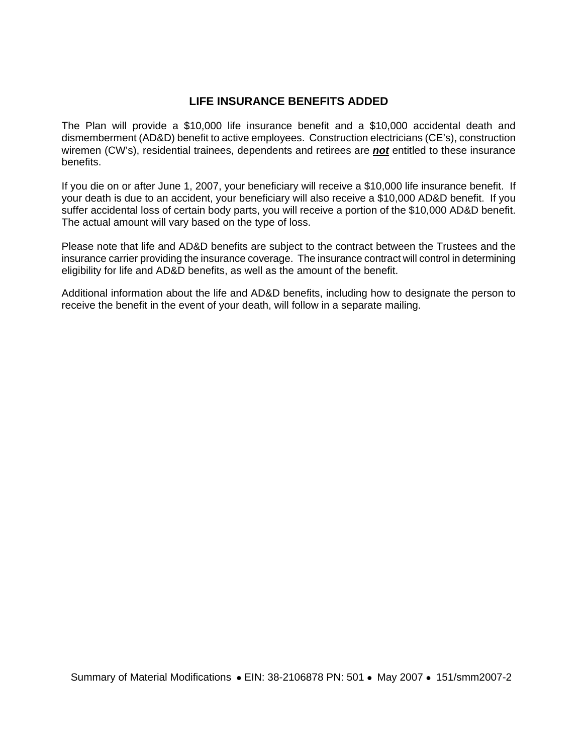## LIFE INSURANCE BENEFITS ADDED

The Plan will provide a $10,000 life insurance benefit and a $10,000 accidental death and dismemberment (AD&D) benefit to active employees. Construction electricians (CE's), construction wiremen (CW's), residential trainees, dependents and retirees are ***not*** entitled to these insurance benefits.

If you die on or after June 1, 2007, your beneficiary will receive a $10,000 life insurance benefit. If your death is due to an accident, your beneficiary will also receive a $10,000 AD&D benefit. If you suffer accidental loss of certain body parts, you will receive a portion of the $10,000 AD&D benefit. The actual amount will vary based on the type of loss.

Please note that life and AD&D benefits are subject to the contract between the Trustees and the insurance carrier providing the insurance coverage. The insurance contract will control in determining eligibility for life and AD&D benefits, as well as the amount of the benefit.

Additional information about the life and AD&D benefits, including how to designate the person to receive the benefit in the event of your death, will follow in a separate mailing.